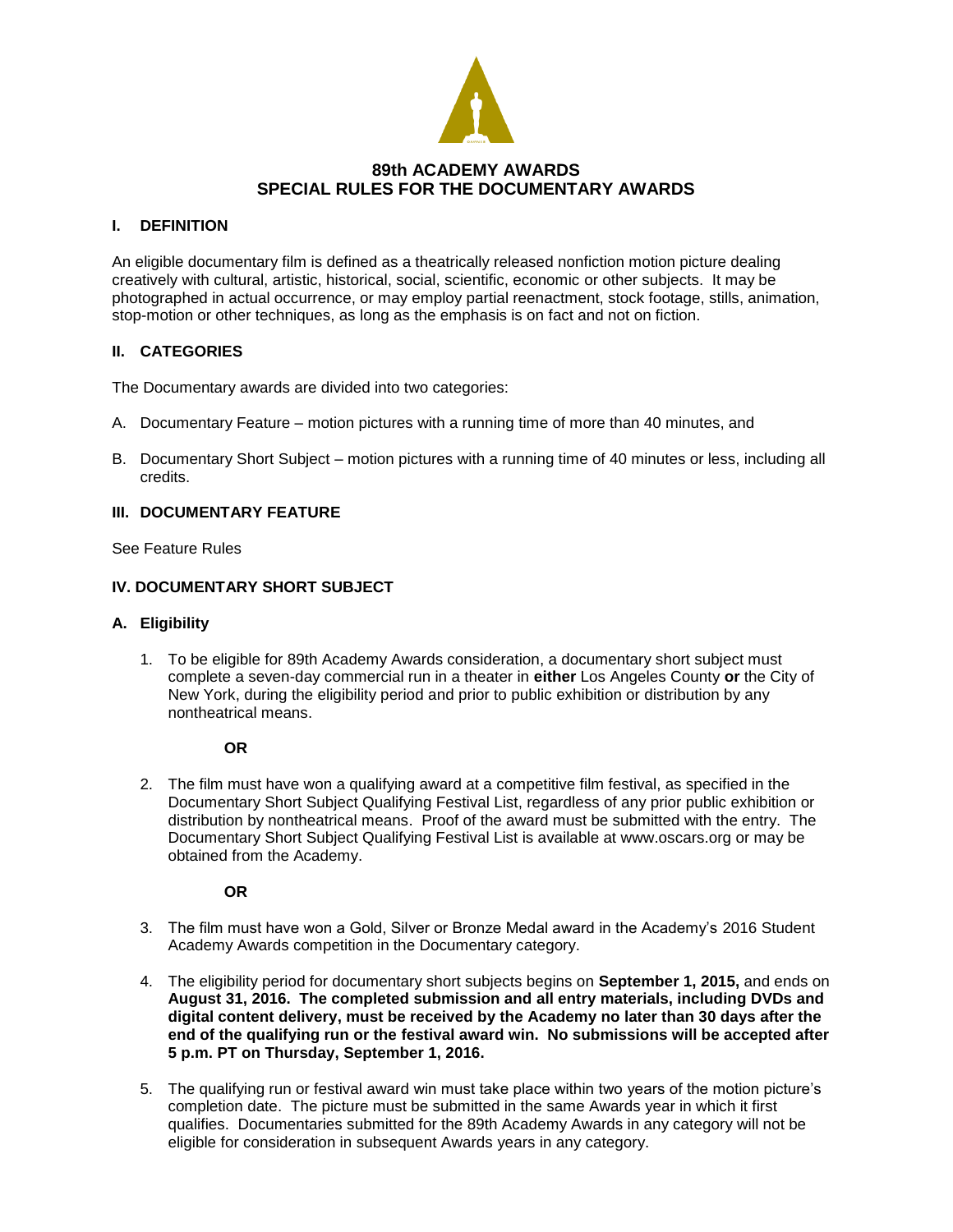# 89th ACADEMY AWARDS
# SPECIAL RULES FOR THE DOCUMENTARY AWARDS

## I. DEFINITION

An eligible documentary film is defined as a theatrically released nonfiction motion picture dealing creatively with cultural, artistic, historical, social, scientific, economic or other subjects. It may be photographed in actual occurrence, or may employ partial reenactment, stock footage, stills, animation, stop-motion or other techniques, as long as the emphasis is on fact and not on fiction.

## II. CATEGORIES

The Documentary awards are divided into two categories:

A. Documentary Feature – motion pictures with a running time of more than 40 minutes, and

B. Documentary Short Subject – motion pictures with a running time of 40 minutes or less, including all credits.

## III. DOCUMENTARY FEATURE

See Feature Rules

## IV. DOCUMENTARY SHORT SUBJECT

### A. Eligibility

1. To be eligible for 89th Academy Awards consideration, a documentary short subject must complete a seven-day commercial run in a theater in **either** Los Angeles County **or** the City of New York, during the eligibility period and prior to public exhibition or distribution by any nontheatrical means.

   **OR**

2. The film must have won a qualifying award at a competitive film festival, as specified in the Documentary Short Subject Qualifying Festival List, regardless of any prior public exhibition or distribution by nontheatrical means. Proof of the award must be submitted with the entry. The Documentary Short Subject Qualifying Festival List is available at www.oscars.org or may be obtained from the Academy.

   **OR**

3. The film must have won a Gold, Silver or Bronze Medal award in the Academy's 2016 Student Academy Awards competition in the Documentary category.

4. The eligibility period for documentary short subjects begins on **September 1, 2015,** and ends on **August 31, 2016. The completed submission and all entry materials, including DVDs and digital content delivery, must be received by the Academy no later than 30 days after the end of the qualifying run or the festival award win. No submissions will be accepted after 5 p.m. PT on Thursday, September 1, 2016.**

5. The qualifying run or festival award win must take place within two years of the motion picture's completion date. The picture must be submitted in the same Awards year in which it first qualifies. Documentaries submitted for the 89th Academy Awards in any category will not be eligible for consideration in subsequent Awards years in any category.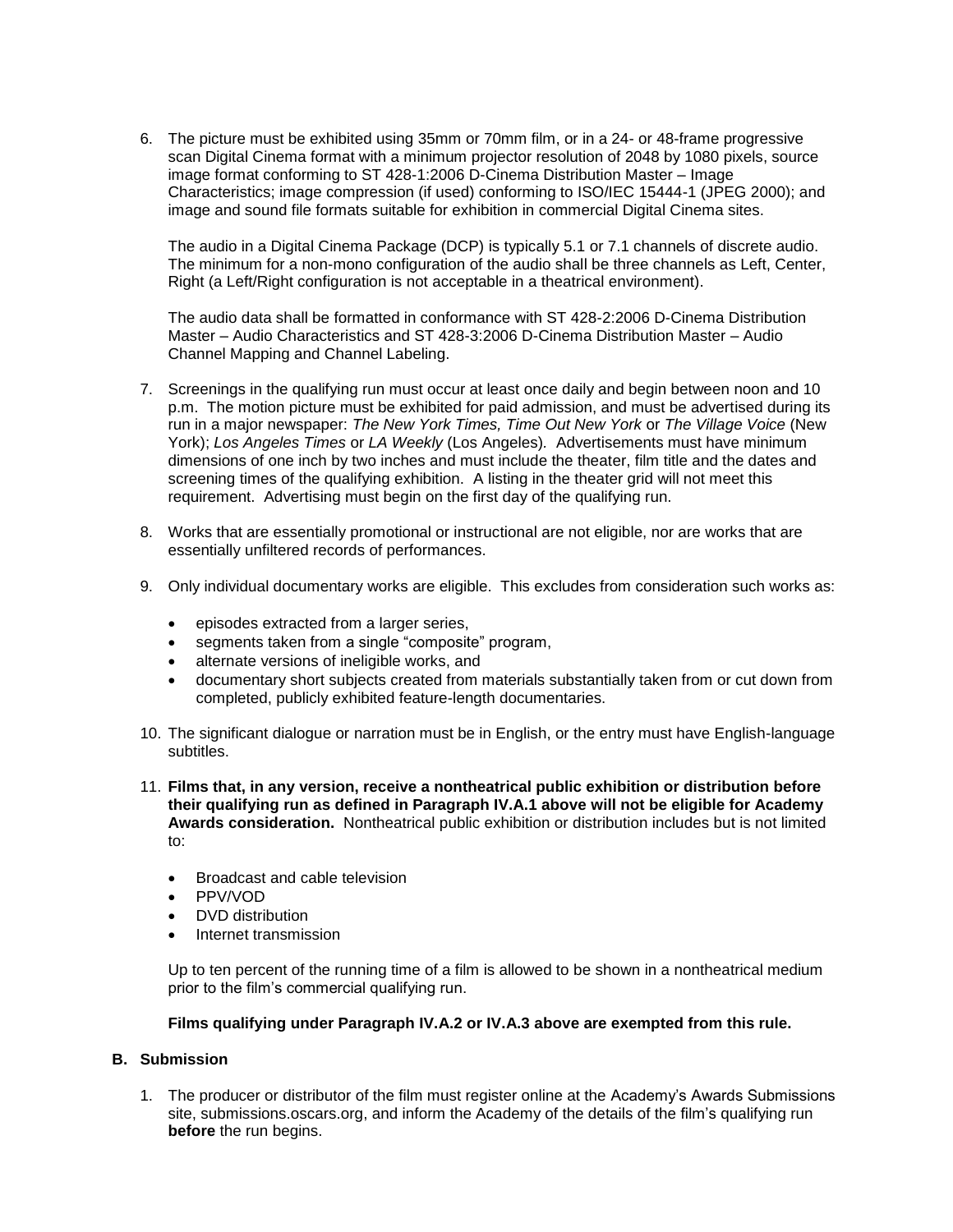6. The picture must be exhibited using 35mm or 70mm film, or in a 24- or 48-frame progressive scan Digital Cinema format with a minimum projector resolution of 2048 by 1080 pixels, source image format conforming to ST 428-1:2006 D-Cinema Distribution Master – Image Characteristics; image compression (if used) conforming to ISO/IEC 15444-1 (JPEG 2000); and image and sound file formats suitable for exhibition in commercial Digital Cinema sites.

   The audio in a Digital Cinema Package (DCP) is typically 5.1 or 7.1 channels of discrete audio. The minimum for a non-mono configuration of the audio shall be three channels as Left, Center, Right (a Left/Right configuration is not acceptable in a theatrical environment).

   The audio data shall be formatted in conformance with ST 428-2:2006 D-Cinema Distribution Master – Audio Characteristics and ST 428-3:2006 D-Cinema Distribution Master – Audio Channel Mapping and Channel Labeling.

7. Screenings in the qualifying run must occur at least once daily and begin between noon and 10 p.m. The motion picture must be exhibited for paid admission, and must be advertised during its run in a major newspaper: *The New York Times, Time Out New York* or *The Village Voice* (New York); *Los Angeles Times* or *LA Weekly* (Los Angeles). Advertisements must have minimum dimensions of one inch by two inches and must include the theater, film title and the dates and screening times of the qualifying exhibition. A listing in the theater grid will not meet this requirement. Advertising must begin on the first day of the qualifying run.

8. Works that are essentially promotional or instructional are not eligible, nor are works that are essentially unfiltered records of performances.

9. Only individual documentary works are eligible. This excludes from consideration such works as:

   - episodes extracted from a larger series,
   - segments taken from a single "composite" program,
   - alternate versions of ineligible works, and
   - documentary short subjects created from materials substantially taken from or cut down from completed, publicly exhibited feature-length documentaries.

10. The significant dialogue or narration must be in English, or the entry must have English-language subtitles.

11. **Films that, in any version, receive a nontheatrical public exhibition or distribution before their qualifying run as defined in Paragraph IV.A.1 above will not be eligible for Academy Awards consideration.** Nontheatrical public exhibition or distribution includes but is not limited to:

    - Broadcast and cable television
    - PPV/VOD
    - DVD distribution
    - Internet transmission

    Up to ten percent of the running time of a film is allowed to be shown in a nontheatrical medium prior to the film's commercial qualifying run.

    **Films qualifying under Paragraph IV.A.2 or IV.A.3 above are exempted from this rule.**

### B. Submission

1. The producer or distributor of the film must register online at the Academy's Awards Submissions site, submissions.oscars.org, and inform the Academy of the details of the film's qualifying run **before** the run begins.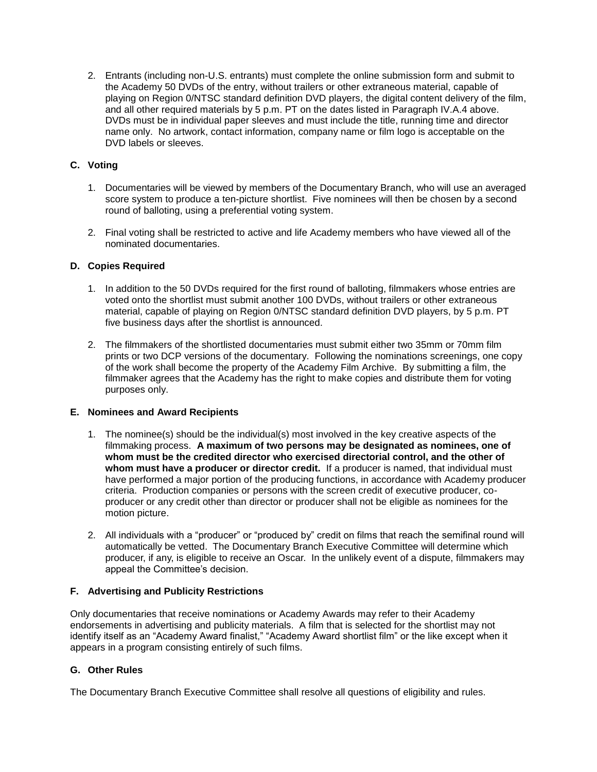2. Entrants (including non-U.S. entrants) must complete the online submission form and submit to the Academy 50 DVDs of the entry, without trailers or other extraneous material, capable of playing on Region 0/NTSC standard definition DVD players, the digital content delivery of the film, and all other required materials by 5 p.m. PT on the dates listed in Paragraph IV.A.4 above. DVDs must be in individual paper sleeves and must include the title, running time and director name only. No artwork, contact information, company name or film logo is acceptable on the DVD labels or sleeves.

### C. Voting

1. Documentaries will be viewed by members of the Documentary Branch, who will use an averaged score system to produce a ten-picture shortlist. Five nominees will then be chosen by a second round of balloting, using a preferential voting system.

2. Final voting shall be restricted to active and life Academy members who have viewed all of the nominated documentaries.

### D. Copies Required

1. In addition to the 50 DVDs required for the first round of balloting, filmmakers whose entries are voted onto the shortlist must submit another 100 DVDs, without trailers or other extraneous material, capable of playing on Region 0/NTSC standard definition DVD players, by 5 p.m. PT five business days after the shortlist is announced.

2. The filmmakers of the shortlisted documentaries must submit either two 35mm or 70mm film prints or two DCP versions of the documentary. Following the nominations screenings, one copy of the work shall become the property of the Academy Film Archive. By submitting a film, the filmmaker agrees that the Academy has the right to make copies and distribute them for voting purposes only.

### E. Nominees and Award Recipients

1. The nominee(s) should be the individual(s) most involved in the key creative aspects of the filmmaking process. **A maximum of two persons may be designated as nominees, one of whom must be the credited director who exercised directorial control, and the other of whom must have a producer or director credit.** If a producer is named, that individual must have performed a major portion of the producing functions, in accordance with Academy producer criteria. Production companies or persons with the screen credit of executive producer, co-producer or any credit other than director or producer shall not be eligible as nominees for the motion picture.

2. All individuals with a "producer" or "produced by" credit on films that reach the semifinal round will automatically be vetted. The Documentary Branch Executive Committee will determine which producer, if any, is eligible to receive an Oscar. In the unlikely event of a dispute, filmmakers may appeal the Committee's decision.

### F. Advertising and Publicity Restrictions

Only documentaries that receive nominations or Academy Awards may refer to their Academy endorsements in advertising and publicity materials. A film that is selected for the shortlist may not identify itself as an "Academy Award finalist," "Academy Award shortlist film" or the like except when it appears in a program consisting entirely of such films.

### G. Other Rules

The Documentary Branch Executive Committee shall resolve all questions of eligibility and rules.